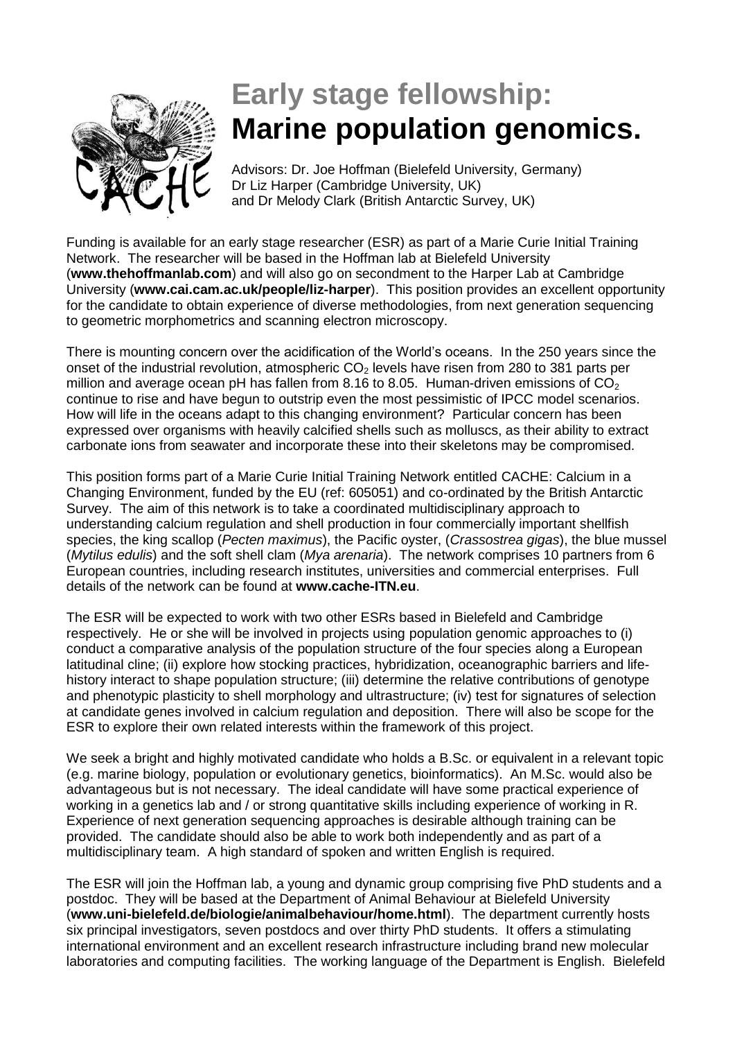# Early stage fellowship: **Marine population genomics.**

Advisors: Dr. Joe Hoffman (Bielefeld University, Germany)
Dr Liz Harper (Cambridge University, UK)
and Dr Melody Clark (British Antarctic Survey, UK)

Funding is available for an early stage researcher (ESR) as part of a Marie Curie Initial Training Network. The researcher will be based in the Hoffman lab at Bielefeld University (**www.thehoffmanlab.com**) and will also go on secondment to the Harper Lab at Cambridge University (**www.cai.cam.ac.uk/people/liz-harper**). This position provides an excellent opportunity for the candidate to obtain experience of diverse methodologies, from next generation sequencing to geometric morphometrics and scanning electron microscopy.

There is mounting concern over the acidification of the World's oceans. In the 250 years since the onset of the industrial revolution, atmospheric $CO_2$ levels have risen from 280 to 381 parts per million and average ocean pH has fallen from 8.16 to 8.05. Human-driven emissions of $CO_2$ continue to rise and have begun to outstrip even the most pessimistic of IPCC model scenarios. How will life in the oceans adapt to this changing environment? Particular concern has been expressed over organisms with heavily calcified shells such as molluscs, as their ability to extract carbonate ions from seawater and incorporate these into their skeletons may be compromised.

This position forms part of a Marie Curie Initial Training Network entitled CACHE: Calcium in a Changing Environment, funded by the EU (ref: 605051) and co-ordinated by the British Antarctic Survey. The aim of this network is to take a coordinated multidisciplinary approach to understanding calcium regulation and shell production in four commercially important shellfish species, the king scallop (*Pecten maximus*), the Pacific oyster, (*Crassostrea gigas*), the blue mussel (*Mytilus edulis*) and the soft shell clam (*Mya arenaria*). The network comprises 10 partners from 6 European countries, including research institutes, universities and commercial enterprises. Full details of the network can be found at **www.cache-ITN.eu**.

The ESR will be expected to work with two other ESRs based in Bielefeld and Cambridge respectively. He or she will be involved in projects using population genomic approaches to (i) conduct a comparative analysis of the population structure of the four species along a European latitudinal cline; (ii) explore how stocking practices, hybridization, oceanographic barriers and life-history interact to shape population structure; (iii) determine the relative contributions of genotype and phenotypic plasticity to shell morphology and ultrastructure; (iv) test for signatures of selection at candidate genes involved in calcium regulation and deposition. There will also be scope for the ESR to explore their own related interests within the framework of this project.

We seek a bright and highly motivated candidate who holds a B.Sc. or equivalent in a relevant topic (e.g. marine biology, population or evolutionary genetics, bioinformatics). An M.Sc. would also be advantageous but is not necessary. The ideal candidate will have some practical experience of working in a genetics lab and / or strong quantitative skills including experience of working in R. Experience of next generation sequencing approaches is desirable although training can be provided. The candidate should also be able to work both independently and as part of a multidisciplinary team. A high standard of spoken and written English is required.

The ESR will join the Hoffman lab, a young and dynamic group comprising five PhD students and a postdoc. They will be based at the Department of Animal Behaviour at Bielefeld University (**www.uni-bielefeld.de/biologie/animalbehaviour/home.html**). The department currently hosts six principal investigators, seven postdocs and over thirty PhD students. It offers a stimulating international environment and an excellent research infrastructure including brand new molecular laboratories and computing facilities. The working language of the Department is English. Bielefeld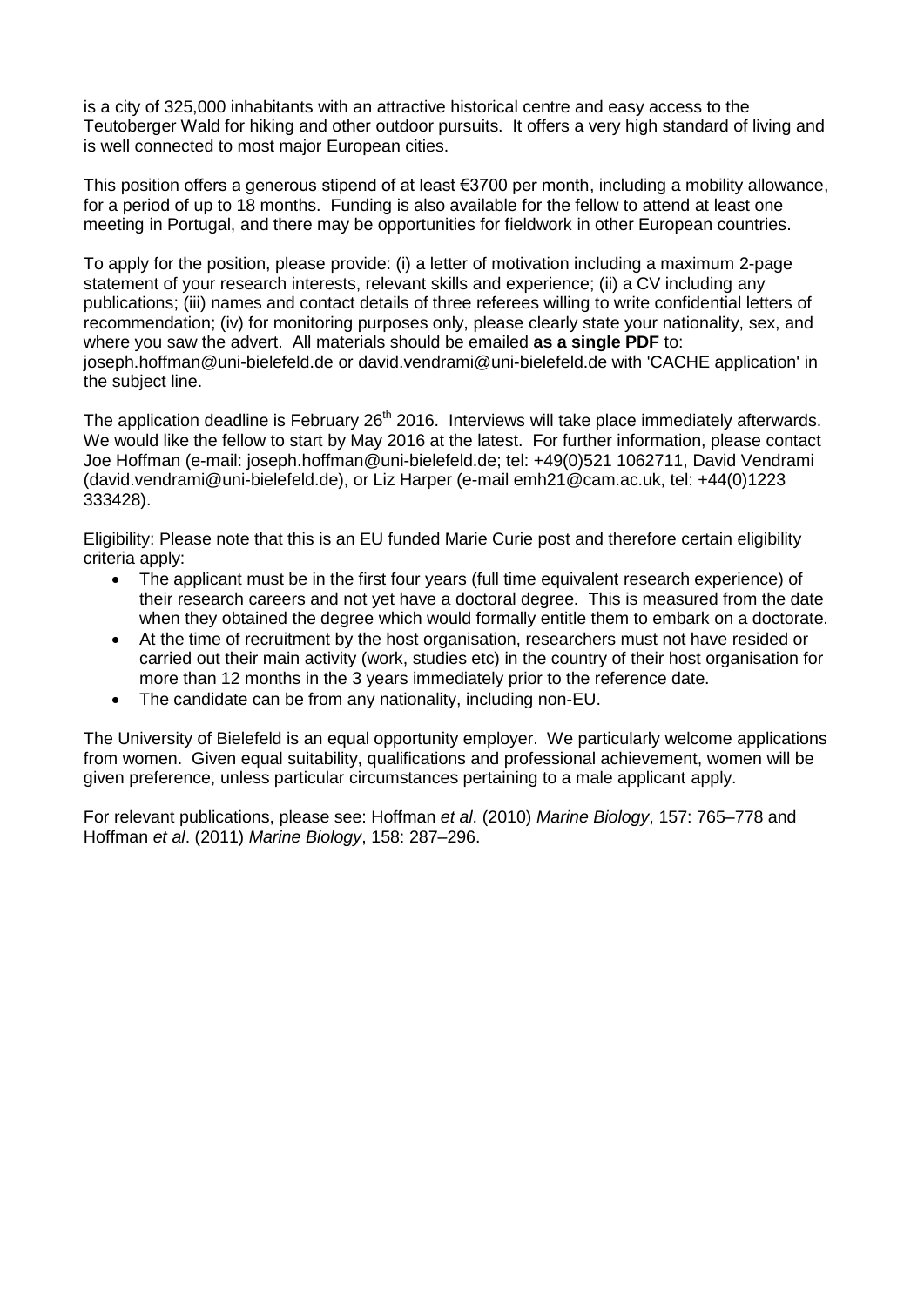is a city of 325,000 inhabitants with an attractive historical centre and easy access to the Teutoberger Wald for hiking and other outdoor pursuits. It offers a very high standard of living and is well connected to most major European cities.

This position offers a generous stipend of at least €3700 per month, including a mobility allowance, for a period of up to 18 months. Funding is also available for the fellow to attend at least one meeting in Portugal, and there may be opportunities for fieldwork in other European countries.

To apply for the position, please provide: (i) a letter of motivation including a maximum 2-page statement of your research interests, relevant skills and experience; (ii) a CV including any publications; (iii) names and contact details of three referees willing to write confidential letters of recommendation; (iv) for monitoring purposes only, please clearly state your nationality, sex, and where you saw the advert. All materials should be emailed **as a single PDF** to: joseph.hoffman@uni-bielefeld.de or david.vendrami@uni-bielefeld.de with 'CACHE application' in the subject line.

The application deadline is February 26th 2016. Interviews will take place immediately afterwards. We would like the fellow to start by May 2016 at the latest. For further information, please contact Joe Hoffman (e-mail: joseph.hoffman@uni-bielefeld.de; tel: +49(0)521 1062711, David Vendrami (david.vendrami@uni-bielefeld.de), or Liz Harper (e-mail emh21@cam.ac.uk, tel: +44(0)1223 333428).

Eligibility: Please note that this is an EU funded Marie Curie post and therefore certain eligibility criteria apply:

- The applicant must be in the first four years (full time equivalent research experience) of their research careers and not yet have a doctoral degree. This is measured from the date when they obtained the degree which would formally entitle them to embark on a doctorate.
- At the time of recruitment by the host organisation, researchers must not have resided or carried out their main activity (work, studies etc) in the country of their host organisation for more than 12 months in the 3 years immediately prior to the reference date.
- The candidate can be from any nationality, including non-EU.

The University of Bielefeld is an equal opportunity employer. We particularly welcome applications from women. Given equal suitability, qualifications and professional achievement, women will be given preference, unless particular circumstances pertaining to a male applicant apply.

For relevant publications, please see: Hoffman *et al*. (2010) *Marine Biology*, 157: 765–778 and Hoffman *et al*. (2011) *Marine Biology*, 158: 287–296.